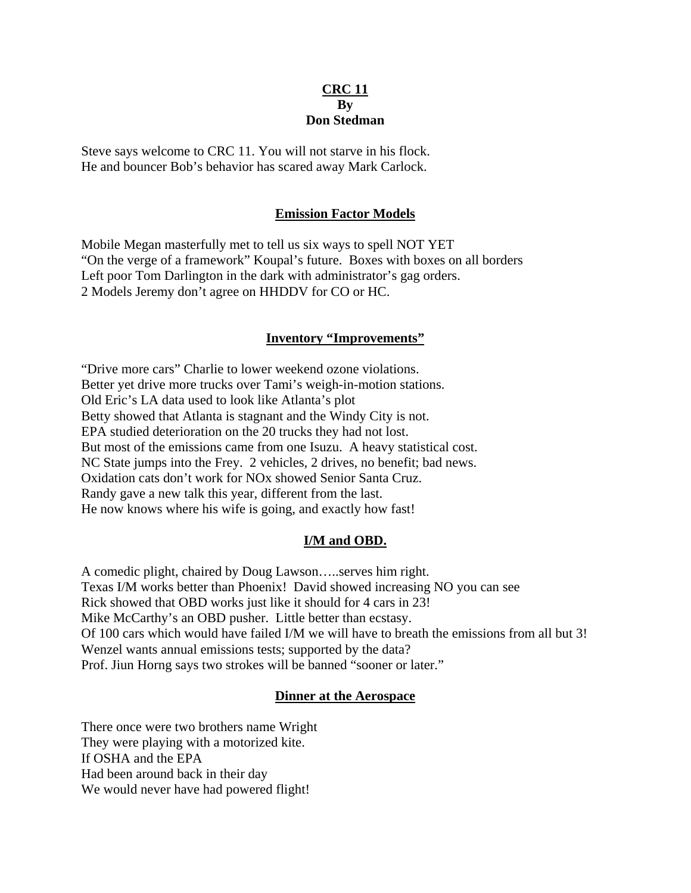# CRC 11
## By
## Don Stedman

Steve says welcome to CRC 11. You will not starve in his flock.
He and bouncer Bob's behavior has scared away Mark Carlock.

### Emission Factor Models

Mobile Megan masterfully met to tell us six ways to spell NOT YET
"On the verge of a framework" Koupal's future. Boxes with boxes on all borders
Left poor Tom Darlington in the dark with administrator's gag orders.
2 Models Jeremy don't agree on HHDDV for CO or HC.

### Inventory "Improvements"

"Drive more cars" Charlie to lower weekend ozone violations.
Better yet drive more trucks over Tami's weigh-in-motion stations.
Old Eric's LA data used to look like Atlanta's plot
Betty showed that Atlanta is stagnant and the Windy City is not.
EPA studied deterioration on the 20 trucks they had not lost.
But most of the emissions came from one Isuzu. A heavy statistical cost.
NC State jumps into the Frey. 2 vehicles, 2 drives, no benefit; bad news.
Oxidation cats don't work for NOx showed Senior Santa Cruz.
Randy gave a new talk this year, different from the last.
He now knows where his wife is going, and exactly how fast!

### I/M and OBD.

A comedic plight, chaired by Doug Lawson…..serves him right.
Texas I/M works better than Phoenix! David showed increasing NO you can see
Rick showed that OBD works just like it should for 4 cars in 23!
Mike McCarthy's an OBD pusher. Little better than ecstasy.
Of 100 cars which would have failed I/M we will have to breath the emissions from all but 3!
Wenzel wants annual emissions tests; supported by the data?
Prof. Jiun Horng says two strokes will be banned "sooner or later."

### Dinner at the Aerospace

There once were two brothers name Wright
They were playing with a motorized kite.
If OSHA and the EPA
Had been around back in their day
We would never have had powered flight!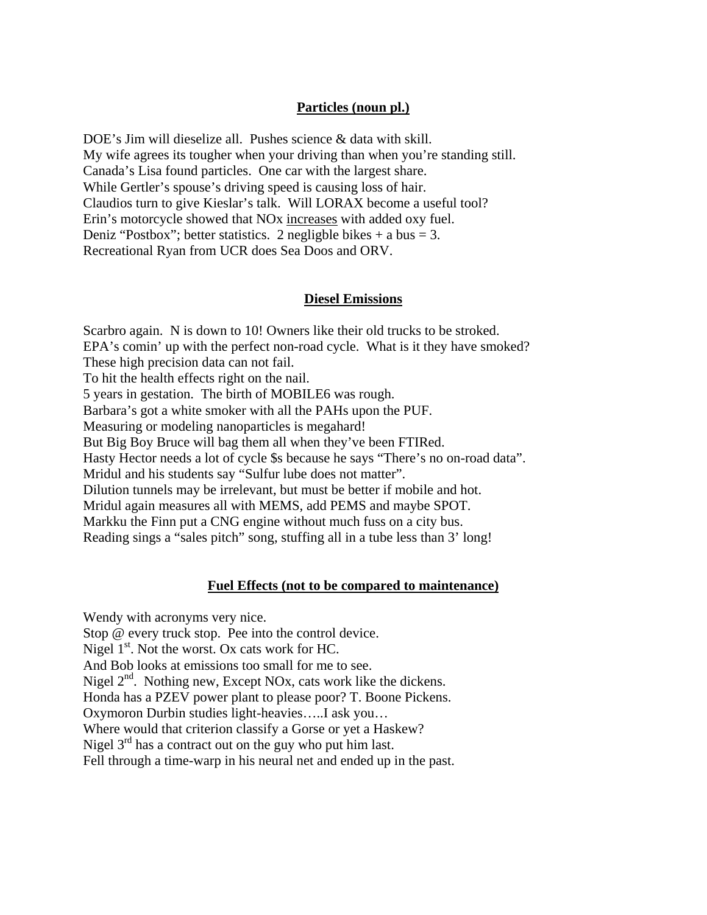**Particles (noun pl.)**

DOE's Jim will dieselize all. Pushes science & data with skill.
My wife agrees its tougher when your driving than when you're standing still.
Canada's Lisa found particles. One car with the largest share.
While Gertler's spouse's driving speed is causing loss of hair.
Claudios turn to give Kieslar's talk. Will LORAX become a useful tool?
Erin's motorcycle showed that NOx <u>increases</u> with added oxy fuel.
Deniz "Postbox"; better statistics. 2 negligble bikes + a bus = 3.
Recreational Ryan from UCR does Sea Doos and ORV.

**Diesel Emissions**

Scarbro again. N is down to 10! Owners like their old trucks to be stroked.
EPA's comin' up with the perfect non-road cycle. What is it they have smoked?
These high precision data can not fail.
To hit the health effects right on the nail.
5 years in gestation. The birth of MOBILE6 was rough.
Barbara's got a white smoker with all the PAHs upon the PUF.
Measuring or modeling nanoparticles is megahard!
But Big Boy Bruce will bag them all when they've been FTIRed.
Hasty Hector needs a lot of cycle $s because he says "There's no on-road data".
Mridul and his students say "Sulfur lube does not matter".
Dilution tunnels may be irrelevant, but must be better if mobile and hot.
Mridul again measures all with MEMS, add PEMS and maybe SPOT.
Markku the Finn put a CNG engine without much fuss on a city bus.
Reading sings a "sales pitch" song, stuffing all in a tube less than 3' long!

**Fuel Effects (not to be compared to maintenance)**

Wendy with acronyms very nice.
Stop @ every truck stop. Pee into the control device.
Nigel 1st. Not the worst. Ox cats work for HC.
And Bob looks at emissions too small for me to see.
Nigel 2nd. Nothing new, Except NOx, cats work like the dickens.
Honda has a PZEV power plant to please poor? T. Boone Pickens.
Oxymoron Durbin studies light-heavies…..I ask you…
Where would that criterion classify a Gorse or yet a Haskew?
Nigel 3rd has a contract out on the guy who put him last.
Fell through a time-warp in his neural net and ended up in the past.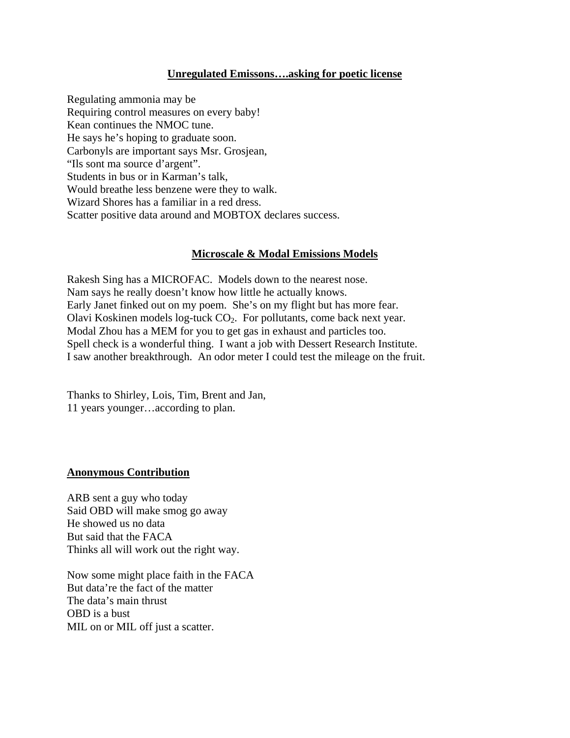## Unregulated Emissons….asking for poetic license

Regulating ammonia may be
Requiring control measures on every baby!
Kean continues the NMOC tune.
He says he's hoping to graduate soon.
Carbonyls are important says Msr. Grosjean,
"Ils sont ma source d'argent".
Students in bus or in Karman's talk,
Would breathe less benzene were they to walk.
Wizard Shores has a familiar in a red dress.
Scatter positive data around and MOBTOX declares success.

## Microscale & Modal Emissions Models

Rakesh Sing has a MICROFAC. Models down to the nearest nose.
Nam says he really doesn't know how little he actually knows.
Early Janet finked out on my poem. She's on my flight but has more fear.
Olavi Koskinen models log-tuck $CO_2$. For pollutants, come back next year.
Modal Zhou has a MEM for you to get gas in exhaust and particles too.
Spell check is a wonderful thing. I want a job with Dessert Research Institute.
I saw another breakthrough. An odor meter I could test the mileage on the fruit.

Thanks to Shirley, Lois, Tim, Brent and Jan,
11 years younger…according to plan.

## Anonymous Contribution

ARB sent a guy who today
Said OBD will make smog go away
He showed us no data
But said that the FACA
Thinks all will work out the right way.

Now some might place faith in the FACA
But data're the fact of the matter
The data's main thrust
OBD is a bust
MIL on or MIL off just a scatter.